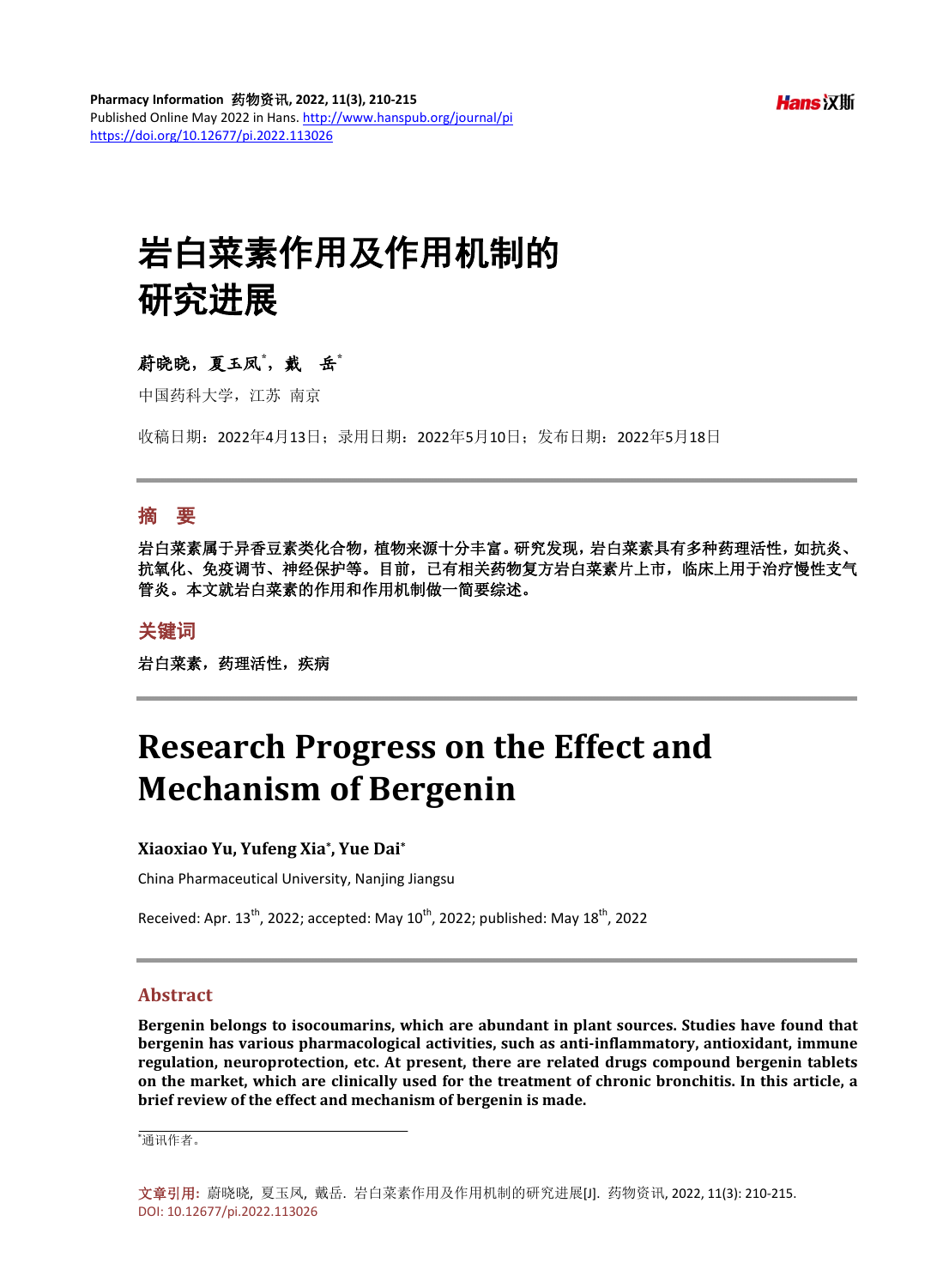Pharmacy Information 药物资讯, 2022, 11(3), 210-215
Published Online May 2022 in Hans. http://www.hanspub.org/journal/pi
https://doi.org/10.12677/pi.2022.113026

# 岩白菜素作用及作用机制的研究进展

**蔚晓晓，夏玉凤*，戴　岳***

中国药科大学，江苏 南京

收稿日期：2022年4月13日；录用日期：2022年5月10日；发布日期：2022年5月18日

## 摘　要

**岩白菜素属于异香豆素类化合物，植物来源十分丰富。研究发现，岩白菜素具有多种药理活性，如抗炎、抗氧化、免疫调节、神经保护等。目前，已有相关药物复方岩白菜素片上市，临床上用于治疗慢性支气管炎。本文就岩白菜素的作用和作用机制做一简要综述。**

## 关键词

**岩白菜素，药理活性，疾病**

# Research Progress on the Effect and Mechanism of Bergenin

**Xiaoxiao Yu, Yufeng Xia*, Yue Dai***

China Pharmaceutical University, Nanjing Jiangsu

Received: Apr. 13th, 2022; accepted: May 10th, 2022; published: May 18th, 2022

## Abstract

**Bergenin belongs to isocoumarins, which are abundant in plant sources. Studies have found that bergenin has various pharmacological activities, such as anti-inflammatory, antioxidant, immune regulation, neuroprotection, etc. At present, there are related drugs compound bergenin tablets on the market, which are clinically used for the treatment of chronic bronchitis. In this article, a brief review of the effect and mechanism of bergenin is made.**

*通讯作者。

**文章引用:** 蔚晓晓, 夏玉凤, 戴岳. 岩白菜素作用及作用机制的研究进展[J]. 药物资讯, 2022, 11(3): 210-215.
DOI: 10.12677/pi.2022.113026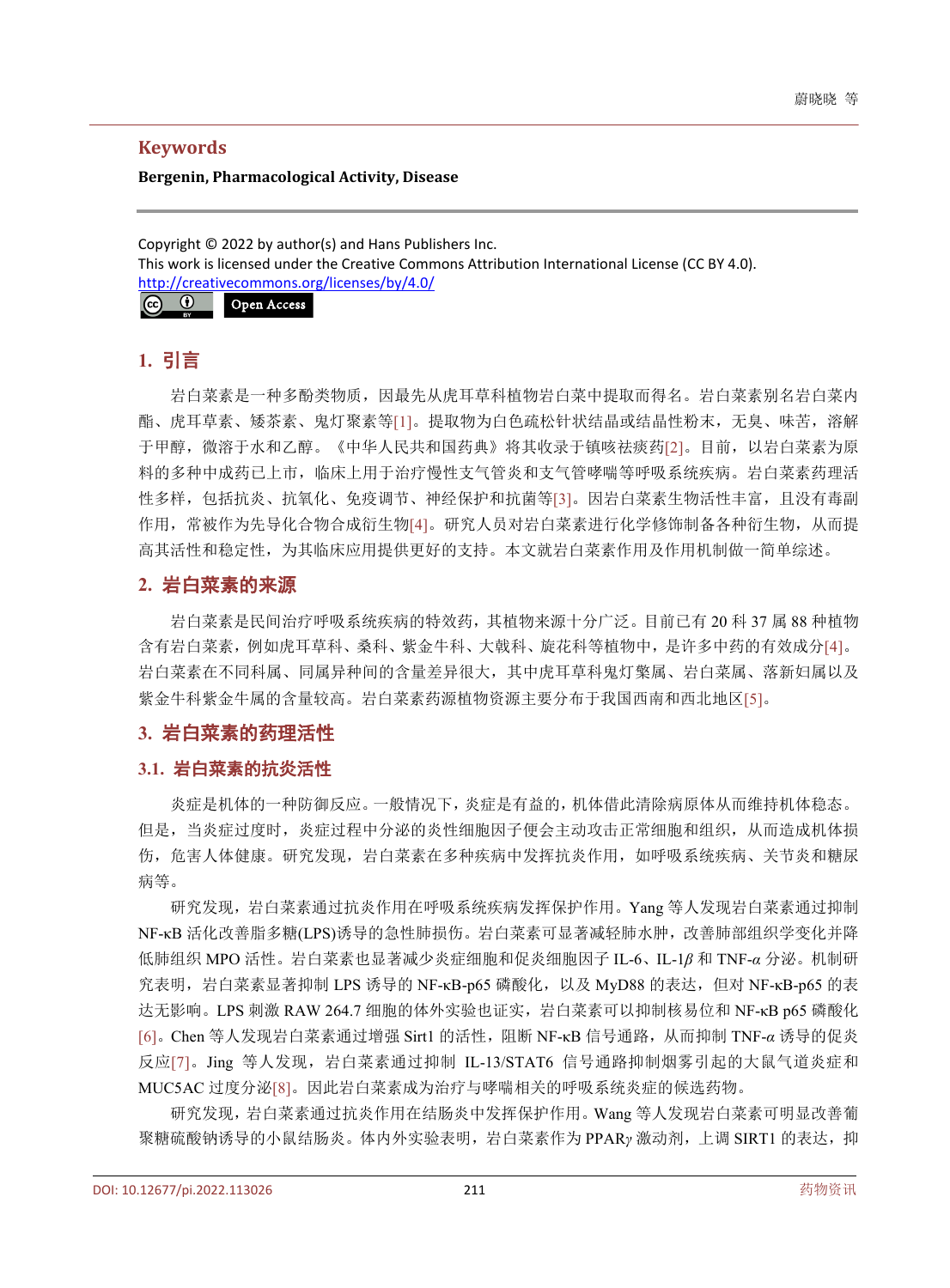**Keywords**

**Bergenin, Pharmacological Activity, Disease**

Copyright © 2022 by author(s) and Hans Publishers Inc.
This work is licensed under the Creative Commons Attribution International License (CC BY 4.0).
http://creativecommons.org/licenses/by/4.0/

Open Access

## 1. 引言

岩白菜素是一种多酚类物质，因最先从虎耳草科植物岩白菜中提取而得名。岩白菜素别名岩白菜内酯、虎耳草素、矮茶素、鬼灯聚素等[1]。提取物为白色疏松针状结晶或结晶性粉末，无臭、味苦，溶解于甲醇，微溶于水和乙醇。《中华人民共和国药典》将其收录于镇咳祛痰药[2]。目前，以岩白菜素为原料的多种中成药已上市，临床上用于治疗慢性支气管炎和支气管哮喘等呼吸系统疾病。岩白菜素药理活性多样，包括抗炎、抗氧化、免疫调节、神经保护和抗菌等[3]。因岩白菜素生物活性丰富，且没有毒副作用，常被作为先导化合物合成衍生物[4]。研究人员对岩白菜素进行化学修饰制备各种衍生物，从而提高其活性和稳定性，为其临床应用提供更好的支持。本文就岩白菜素作用及作用机制做一简单综述。

## 2. 岩白菜素的来源

岩白菜素是民间治疗呼吸系统疾病的特效药，其植物来源十分广泛。目前已有 20 科 37 属 88 种植物含有岩白菜素，例如虎耳草科、桑科、紫金牛科、大戟科、旋花科等植物中，是许多中药的有效成分[4]。岩白菜素在不同科属、同属异种间的含量差异很大，其中虎耳草科鬼灯檠属、岩白菜属、落新妇属以及紫金牛科紫金牛属的含量较高。岩白菜素药源植物资源主要分布于我国西南和西北地区[5]。

## 3. 岩白菜素的药理活性

### 3.1. 岩白菜素的抗炎活性

炎症是机体的一种防御反应。一般情况下，炎症是有益的，机体借此清除病原体从而维持机体稳态。但是，当炎症过度时，炎症过程中分泌的炎性细胞因子便会主动攻击正常细胞和组织，从而造成机体损伤，危害人体健康。研究发现，岩白菜素在多种疾病中发挥抗炎作用，如呼吸系统疾病、关节炎和糖尿病等。

研究发现，岩白菜素通过抗炎作用在呼吸系统疾病发挥保护作用。Yang 等人发现岩白菜素通过抑制 NF-κB 活化改善脂多糖(LPS)诱导的急性肺损伤。岩白菜素可显著减轻肺水肿，改善肺部组织学变化并降低肺组织 MPO 活性。岩白菜素也显著减少炎症细胞和促炎细胞因子 IL-6、IL-1$\beta$ 和 TNF-$\alpha$ 分泌。机制研究表明，岩白菜素显著抑制 LPS 诱导的 NF-κB-p65 磷酸化，以及 MyD88 的表达，但对 NF-κB-p65 的表达无影响。LPS 刺激 RAW 264.7 细胞的体外实验也证实，岩白菜素可以抑制核易位和 NF-κB p65 磷酸化[6]。Chen 等人发现岩白菜素通过增强 Sirt1 的活性，阻断 NF-κB 信号通路，从而抑制 TNF-$\alpha$ 诱导的促炎反应[7]。Jing 等人发现，岩白菜素通过抑制 IL-13/STAT6 信号通路抑制烟雾引起的大鼠气道炎症和 MUC5AC 过度分泌[8]。因此岩白菜素成为治疗与哮喘相关的呼吸系统炎症的候选药物。

研究发现，岩白菜素通过抗炎作用在结肠炎中发挥保护作用。Wang 等人发现岩白菜素可明显改善葡聚糖硫酸钠诱导的小鼠结肠炎。体内外实验表明，岩白菜素作为 PPAR$\gamma$ 激动剂，上调 SIRT1 的表达，抑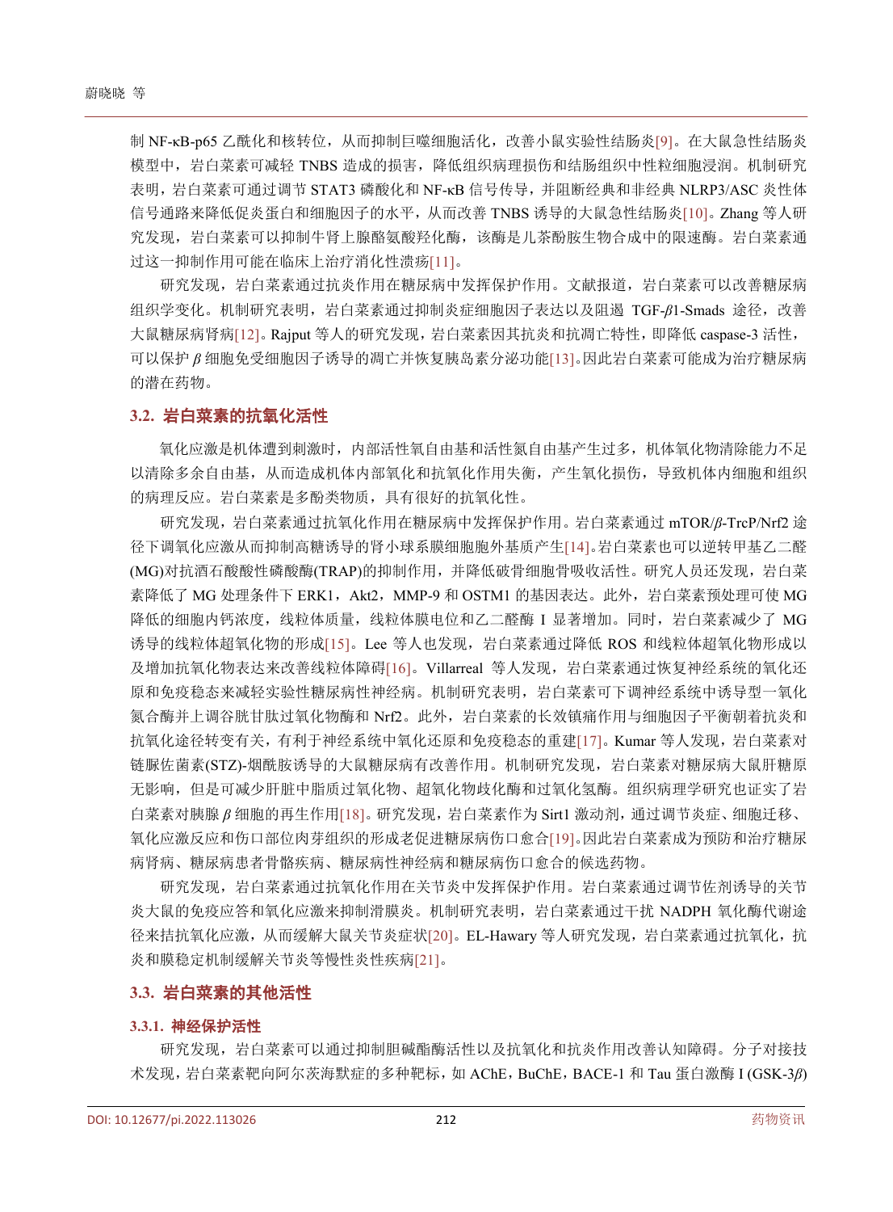制 NF-κB-p65 乙酰化和核转位，从而抑制巨噬细胞活化，改善小鼠实验性结肠炎[9]。在大鼠急性结肠炎模型中，岩白菜素可减轻 TNBS 造成的损害，降低组织病理损伤和结肠组织中性粒细胞浸润。机制研究表明，岩白菜素可通过调节 STAT3 磷酸化和 NF-κB 信号传导，并阻断经典和非经典 NLRP3/ASC 炎性体信号通路来降低促炎蛋白和细胞因子的水平，从而改善 TNBS 诱导的大鼠急性结肠炎[10]。Zhang 等人研究发现，岩白菜素可以抑制牛肾上腺酪氨酸羟化酶，该酶是儿茶酚胺生物合成中的限速酶。岩白菜素通过这一抑制作用可能在临床上治疗消化性溃疡[11]。

研究发现，岩白菜素通过抗炎作用在糖尿病中发挥保护作用。文献报道，岩白菜素可以改善糖尿病组织学变化。机制研究表明，岩白菜素通过抑制炎症细胞因子表达以及阻遏 TGF-$\beta$1-Smads 途径，改善大鼠糖尿病肾病[12]。Rajput 等人的研究发现，岩白菜素因其抗炎和抗凋亡特性，即降低 caspase-3 活性，可以保护 $\beta$ 细胞免受细胞因子诱导的凋亡并恢复胰岛素分泌功能[13]。因此岩白菜素可能成为治疗糖尿病的潜在药物。

### 3.2. 岩白菜素的抗氧化活性

氧化应激是机体遭到刺激时，内部活性氧自由基和活性氮自由基产生过多，机体氧化物清除能力不足以清除多余自由基，从而造成机体内部氧化和抗氧化作用失衡，产生氧化损伤，导致机体内细胞和组织的病理反应。岩白菜素是多酚类物质，具有很好的抗氧化性。

研究发现，岩白菜素通过抗氧化作用在糖尿病中发挥保护作用。岩白菜素通过 mTOR/$\beta$-TrcP/Nrf2 途径下调氧化应激从而抑制高糖诱导的肾小球系膜细胞胞外基质产生[14]。岩白菜素也可以逆转甲基乙二醛(MG)对抗酒石酸酸性磷酸酶(TRAP)的抑制作用，并降低破骨细胞骨吸收活性。研究人员还发现，岩白菜素降低了 MG 处理条件下 ERK1，Akt2，MMP-9 和 OSTM1 的基因表达。此外，岩白菜素预处理可使 MG 降低的细胞内钙浓度，线粒体质量，线粒体膜电位和乙二醛酶 I 显著增加。同时，岩白菜素减少了 MG 诱导的线粒体超氧化物的形成[15]。Lee 等人也发现，岩白菜素通过降低 ROS 和线粒体超氧化物形成以及增加抗氧化物表达来改善线粒体障碍[16]。Villarreal 等人发现，岩白菜素通过恢复神经系统的氧化还原和免疫稳态来减轻实验性糖尿病性神经病。机制研究表明，岩白菜素可下调神经系统中诱导型一氧化氮合酶并上调谷胱甘肽过氧化物酶和 Nrf2。此外，岩白菜素的长效镇痛作用与细胞因子平衡朝着抗炎和抗氧化途径转变有关，有利于神经系统中氧化还原和免疫稳态的重建[17]。Kumar 等人发现，岩白菜素对链脲佐菌素(STZ)-烟酰胺诱导的大鼠糖尿病有改善作用。机制研究发现，岩白菜素对糖尿病大鼠肝糖原无影响，但是可减少肝脏中脂质过氧化物、超氧化物歧化酶和过氧化氢酶。组织病理学研究也证实了岩白菜素对胰腺 $\beta$ 细胞的再生作用[18]。研究发现，岩白菜素作为 Sirt1 激动剂，通过调节炎症、细胞迁移、氧化应激反应和伤口部位肉芽组织的形成老促进糖尿病伤口愈合[19]。因此岩白菜素成为预防和治疗糖尿病肾病、糖尿病患者骨骼疾病、糖尿病性神经病和糖尿病伤口愈合的候选药物。

研究发现，岩白菜素通过抗氧化作用在关节炎中发挥保护作用。岩白菜素通过调节佐剂诱导的关节炎大鼠的免疫应答和氧化应激来抑制滑膜炎。机制研究表明，岩白菜素通过干扰 NADPH 氧化酶代谢途径来拮抗氧化应激，从而缓解大鼠关节炎症状[20]。EL-Hawary 等人研究发现，岩白菜素通过抗氧化，抗炎和膜稳定机制缓解关节炎等慢性炎性疾病[21]。

### 3.3. 岩白菜素的其他活性

#### 3.3.1. 神经保护活性

研究发现，岩白菜素可以通过抑制胆碱酯酶活性以及抗氧化和抗炎作用改善认知障碍。分子对接技术发现，岩白菜素靶向阿尔茨海默症的多种靶标，如 AChE，BuChE，BACE-1 和 Tau 蛋白激酶 I (GSK-3$\beta$)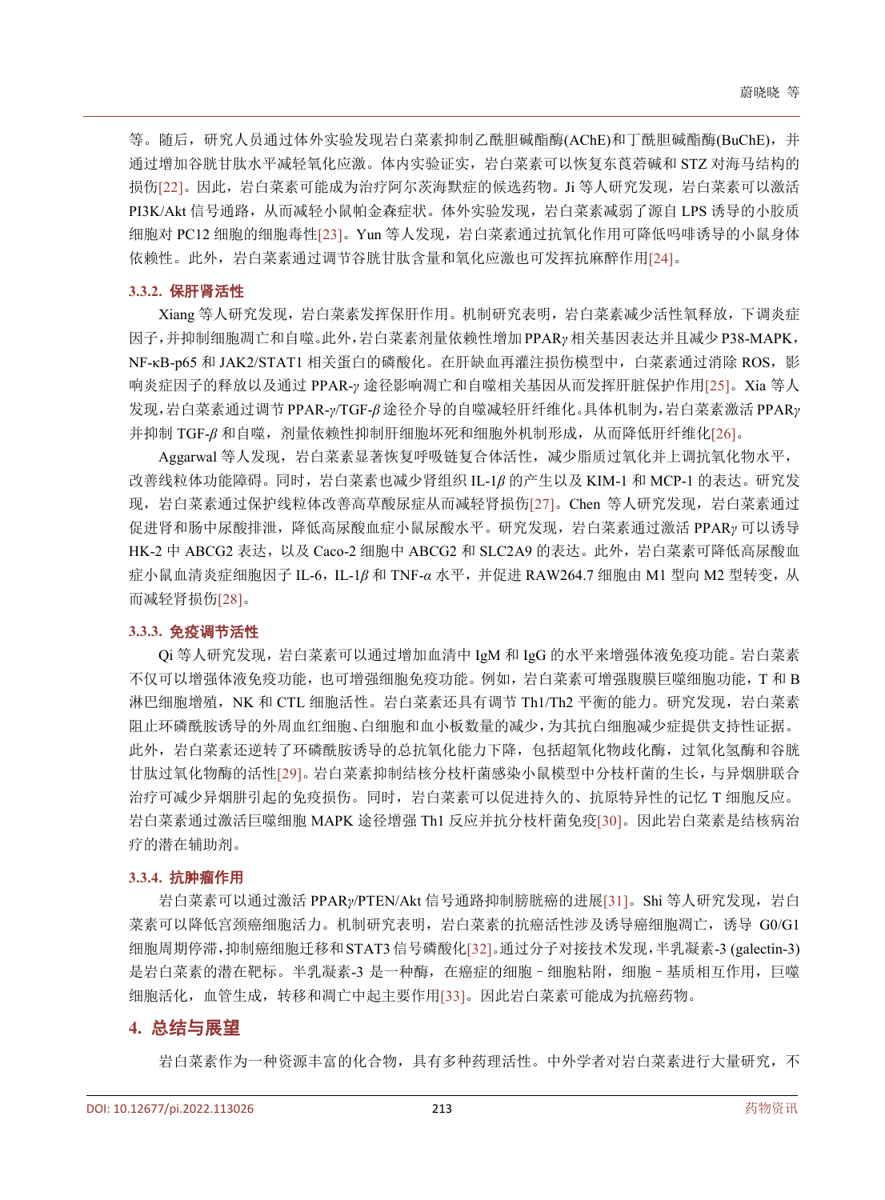等。随后，研究人员通过体外实验发现岩白菜素抑制乙酰胆碱酯酶(AChE)和丁酰胆碱酯酶(BuChE)，并通过增加谷胱甘肽水平减轻氧化应激。体内实验证实，岩白菜素可以恢复东莨菪碱和 STZ 对海马结构的损伤[22]。因此，岩白菜素可能成为治疗阿尔茨海默症的候选药物。Ji 等人研究发现，岩白菜素可以激活 PI3K/Akt 信号通路，从而减轻小鼠帕金森症状。体外实验发现，岩白菜素减弱了源自 LPS 诱导的小胶质细胞对 PC12 细胞的细胞毒性[23]。Yun 等人发现，岩白菜素通过抗氧化作用可降低吗啡诱导的小鼠身体依赖性。此外，岩白菜素通过调节谷胱甘肽含量和氧化应激也可发挥抗麻醉作用[24]。

#### 3.3.2. 保肝肾活性

Xiang 等人研究发现，岩白菜素发挥保肝作用。机制研究表明，岩白菜素减少活性氧释放，下调炎症因子，并抑制细胞凋亡和自噬。此外，岩白菜素剂量依赖性增加 PPAR$\gamma$ 相关基因表达并且减少 P38-MAPK，NF-κB-p65 和 JAK2/STAT1 相关蛋白的磷酸化。在肝缺血再灌注损伤模型中，白菜素通过消除 ROS，影响炎症因子的释放以及通过 PPAR-$\gamma$ 途径影响凋亡和自噬相关基因从而发挥肝脏保护作用[25]。Xia 等人发现，岩白菜素通过调节 PPAR-$\gamma$/TGF-$\beta$ 途径介导的自噬减轻肝纤维化。具体机制为，岩白菜素激活 PPAR$\gamma$ 并抑制 TGF-$\beta$ 和自噬，剂量依赖性抑制肝细胞坏死和细胞外机制形成，从而降低肝纤维化[26]。

Aggarwal 等人发现，岩白菜素显著恢复呼吸链复合体活性，减少脂质过氧化并上调抗氧化物水平，改善线粒体功能障碍。同时，岩白菜素也减少肾组织 IL-1$\beta$ 的产生以及 KIM-1 和 MCP-1 的表达。研究发现，岩白菜素通过保护线粒体改善高草酸尿症从而减轻肾损伤[27]。Chen 等人研究发现，岩白菜素通过促进肾和肠中尿酸排泄，降低高尿酸血症小鼠尿酸水平。研究发现，岩白菜素通过激活 PPAR$\gamma$ 可以诱导 HK-2 中 ABCG2 表达，以及 Caco-2 细胞中 ABCG2 和 SLC2A9 的表达。此外，岩白菜素可降低高尿酸血症小鼠血清炎症细胞因子 IL-6，IL-1$\beta$ 和 TNF-$\alpha$ 水平，并促进 RAW264.7 细胞由 M1 型向 M2 型转变，从而减轻肾损伤[28]。

#### 3.3.3. 免疫调节活性

Qi 等人研究发现，岩白菜素可以通过增加血清中 IgM 和 IgG 的水平来增强体液免疫功能。岩白菜素不仅可以增强体液免疫功能，也可增强细胞免疫功能。例如，岩白菜素可增强腹膜巨噬细胞功能，T 和 B 淋巴细胞增殖，NK 和 CTL 细胞活性。岩白菜素还具有调节 Th1/Th2 平衡的能力。研究发现，岩白菜素阻止环磷酰胺诱导的外周血红细胞、白细胞和血小板数量的减少，为其抗白细胞减少症提供支持性证据。此外，岩白菜素还逆转了环磷酰胺诱导的总抗氧化能力下降，包括超氧化物歧化酶，过氧化氢酶和谷胱甘肽过氧化物酶的活性[29]。岩白菜素抑制结核分枝杆菌感染小鼠模型中分枝杆菌的生长，与异烟肼联合治疗可减少异烟肼引起的免疫损伤。同时，岩白菜素可以促进持久的、抗原特异性的记忆 T 细胞反应。岩白菜素通过激活巨噬细胞 MAPK 途径增强 Th1 反应并抗分枝杆菌免疫[30]。因此岩白菜素是结核病治疗的潜在辅助剂。

#### 3.3.4. 抗肿瘤作用

岩白菜素可以通过激活 PPAR$\gamma$/PTEN/Akt 信号通路抑制膀胱癌的进展[31]。Shi 等人研究发现，岩白菜素可以降低宫颈癌细胞活力。机制研究表明，岩白菜素的抗癌活性涉及诱导癌细胞凋亡，诱导 G0/G1 细胞周期停滞，抑制癌细胞迁移和 STAT3 信号磷酸化[32]。通过分子对接技术发现，半乳凝素-3 (galectin-3)是岩白菜素的潜在靶标。半乳凝素-3 是一种酶，在癌症的细胞－细胞粘附，细胞－基质相互作用，巨噬细胞活化，血管生成，转移和凋亡中起主要作用[33]。因此岩白菜素可能成为抗癌药物。

## 4. 总结与展望

岩白菜素作为一种资源丰富的化合物，具有多种药理活性。中外学者对岩白菜素进行大量研究，不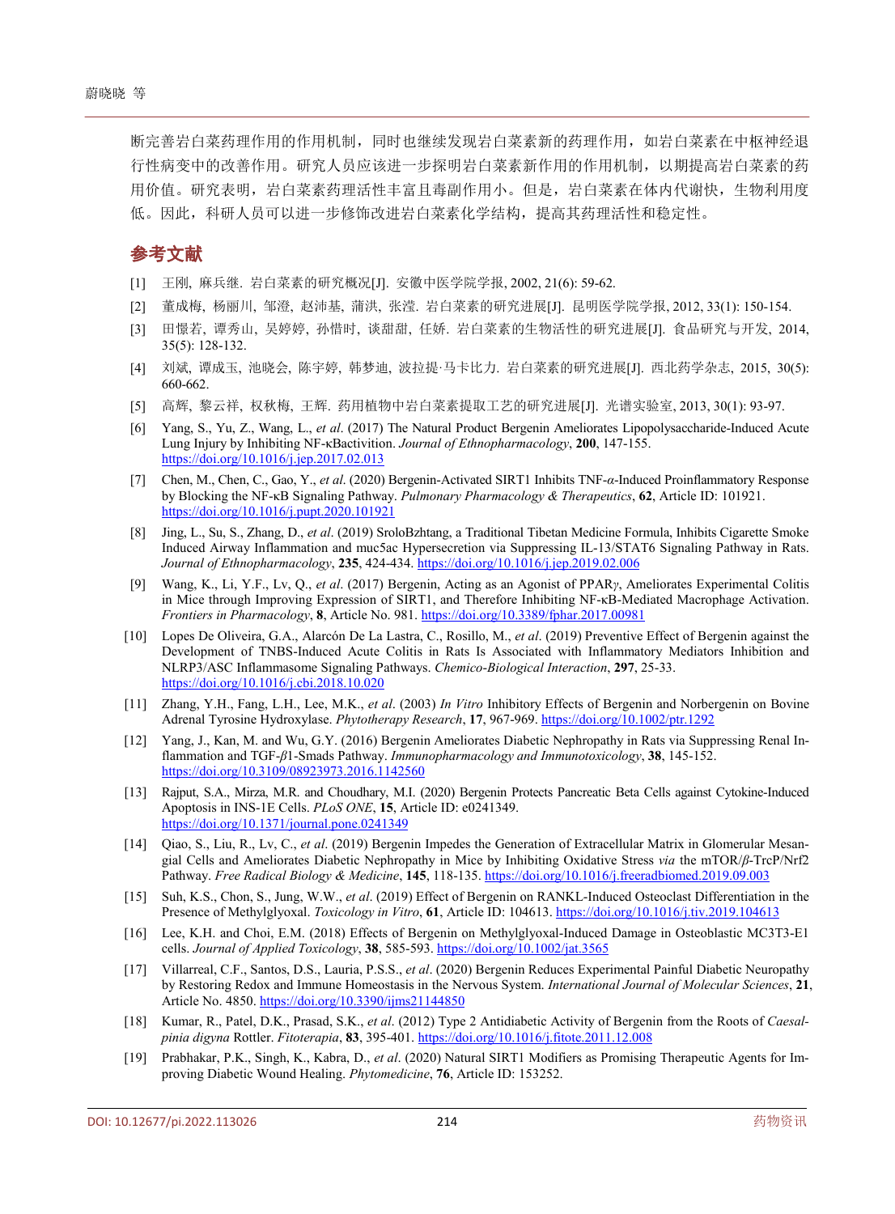断完善岩白菜药理作用的作用机制，同时也继续发现岩白菜素新的药理作用，如岩白菜素在中枢神经退行性病变中的改善作用。研究人员应该进一步探明岩白菜素新作用的作用机制，以期提高岩白菜的药用价值。研究表明，岩白菜素药理活性丰富且毒副作用小。但是，岩白菜素在体内代谢快，生物利用度低。因此，科研人员可以进一步修饰改进岩白菜素化学结构，提高其药理活性和稳定性。

## 参考文献

[1] 王刚, 麻兵继. 岩白菜素的研究概况[J]. 安徽中医学院学报, 2002, 21(6): 59-62.

[2] 董成梅, 杨丽川, 邹澄, 赵沛基, 蒲洪, 张滢. 岩白菜素的研究进展[J]. 昆明医学院学报, 2012, 33(1): 150-154.

[3] 田憬若, 谭秀山, 吴婷婷, 孙惜时, 谈甜甜, 任娇. 岩白菜素的生物活性的研究进展[J]. 食品研究与开发, 2014, 35(5): 128-132.

[4] 刘斌, 谭成玉, 池晓会, 陈宇婷, 韩梦迪, 波拉提·马卡比力. 岩白菜素的研究进展[J]. 西北药学杂志, 2015, 30(5): 660-662.

[5] 高辉, 黎云祥, 权秋梅, 王辉. 药用植物中岩白菜素提取工艺的研究进展[J]. 光谱实验室, 2013, 30(1): 93-97.

[6] Yang, S., Yu, Z., Wang, L., *et al*. (2017) The Natural Product Bergenin Ameliorates Lipopolysaccharide-Induced Acute Lung Injury by Inhibiting NF-κBactivition. *Journal of Ethnopharmacology*, **200**, 147-155. https://doi.org/10.1016/j.jep.2017.02.013

[7] Chen, M., Chen, C., Gao, Y., *et al*. (2020) Bergenin-Activated SIRT1 Inhibits TNF-$\alpha$-Induced Proinflammatory Response by Blocking the NF-κB Signaling Pathway. *Pulmonary Pharmacology & Therapeutics*, **62**, Article ID: 101921. https://doi.org/10.1016/j.pupt.2020.101921

[8] Jing, L., Su, S., Zhang, D., *et al*. (2019) SroloBzhtang, a Traditional Tibetan Medicine Formula, Inhibits Cigarette Smoke Induced Airway Inflammation and muc5ac Hypersecretion via Suppressing IL-13/STAT6 Signaling Pathway in Rats. *Journal of Ethnopharmacology*, **235**, 424-434. https://doi.org/10.1016/j.jep.2019.02.006

[9] Wang, K., Li, Y.F., Lv, Q., *et al*. (2017) Bergenin, Acting as an Agonist of PPAR$\gamma$, Ameliorates Experimental Colitis in Mice through Improving Expression of SIRT1, and Therefore Inhibiting NF-κB-Mediated Macrophage Activation. *Frontiers in Pharmacology*, **8**, Article No. 981. https://doi.org/10.3389/fphar.2017.00981

[10] Lopes De Oliveira, G.A., Alarcón De La Lastra, C., Rosillo, M., *et al*. (2019) Preventive Effect of Bergenin against the Development of TNBS-Induced Acute Colitis in Rats Is Associated with Inflammatory Mediators Inhibition and NLRP3/ASC Inflammasome Signaling Pathways. *Chemico-Biological Interaction*, **297**, 25-33. https://doi.org/10.1016/j.cbi.2018.10.020

[11] Zhang, Y.H., Fang, L.H., Lee, M.K., *et al*. (2003) *In Vitro* Inhibitory Effects of Bergenin and Norbergenin on Bovine Adrenal Tyrosine Hydroxylase. *Phytotherapy Research*, **17**, 967-969. https://doi.org/10.1002/ptr.1292

[12] Yang, J., Kan, M. and Wu, G.Y. (2016) Bergenin Ameliorates Diabetic Nephropathy in Rats via Suppressing Renal Inflammation and TGF-$\beta$1-Smads Pathway. *Immunopharmacology and Immunotoxicology*, **38**, 145-152. https://doi.org/10.3109/08923973.2016.1142560

[13] Rajput, S.A., Mirza, M.R. and Choudhary, M.I. (2020) Bergenin Protects Pancreatic Beta Cells against Cytokine-Induced Apoptosis in INS-1E Cells. *PLoS ONE*, **15**, Article ID: e0241349. https://doi.org/10.1371/journal.pone.0241349

[14] Qiao, S., Liu, R., Lv, C., *et al*. (2019) Bergenin Impedes the Generation of Extracellular Matrix in Glomerular Mesangial Cells and Ameliorates Diabetic Nephropathy in Mice by Inhibiting Oxidative Stress *via* the mTOR/$\beta$-TrcP/Nrf2 Pathway. *Free Radical Biology & Medicine*, **145**, 118-135. https://doi.org/10.1016/j.freeradbiomed.2019.09.003

[15] Suh, K.S., Chon, S., Jung, W.W., *et al*. (2019) Effect of Bergenin on RANKL-Induced Osteoclast Differentiation in the Presence of Methylglyoxal. *Toxicology in Vitro*, **61**, Article ID: 104613. https://doi.org/10.1016/j.tiv.2019.104613

[16] Lee, K.H. and Choi, E.M. (2018) Effects of Bergenin on Methylglyoxal-Induced Damage in Osteoblastic MC3T3-E1 cells. *Journal of Applied Toxicology*, **38**, 585-593. https://doi.org/10.1002/jat.3565

[17] Villarreal, C.F., Santos, D.S., Lauria, P.S.S., *et al*. (2020) Bergenin Reduces Experimental Painful Diabetic Neuropathy by Restoring Redox and Immune Homeostasis in the Nervous System. *International Journal of Molecular Sciences*, **21**, Article No. 4850. https://doi.org/10.3390/ijms21144850

[18] Kumar, R., Patel, D.K., Prasad, S.K., *et al*. (2012) Type 2 Antidiabetic Activity of Bergenin from the Roots of *Caesalpinia digyna* Rottler. *Fitoterapia*, **83**, 395-401. https://doi.org/10.1016/j.fitote.2011.12.008

[19] Prabhakar, P.K., Singh, K., Kabra, D., *et al*. (2020) Natural SIRT1 Modifiers as Promising Therapeutic Agents for Improving Diabetic Wound Healing. *Phytomedicine*, **76**, Article ID: 153252.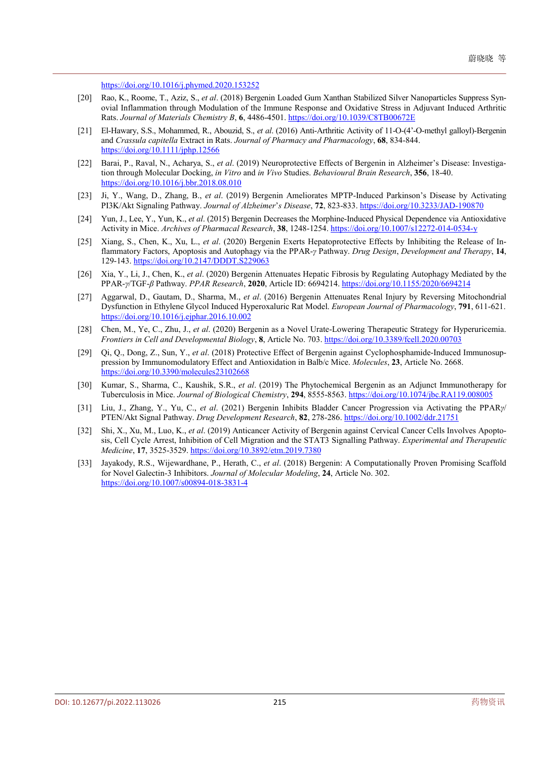https://doi.org/10.1016/j.phymed.2020.153252

[20] Rao, K., Roome, T., Aziz, S., *et al*. (2018) Bergenin Loaded Gum Xanthan Stabilized Silver Nanoparticles Suppress Synovial Inflammation through Modulation of the Immune Response and Oxidative Stress in Adjuvant Induced Arthritic Rats. *Journal of Materials Chemistry B*, **6**, 4486-4501. https://doi.org/10.1039/C8TB00672E

[21] El-Hawary, S.S., Mohammed, R., Abouzid, S., *et al*. (2016) Anti-Arthritic Activity of 11-O-(4'-O-methyl galloyl)-Bergenin and *Crassula capitella* Extract in Rats. *Journal of Pharmacy and Pharmacology*, **68**, 834-844. https://doi.org/10.1111/jphp.12566

[22] Barai, P., Raval, N., Acharya, S., *et al*. (2019) Neuroprotective Effects of Bergenin in Alzheimer's Disease: Investigation through Molecular Docking, *in Vitro* and *in Vivo* Studies. *Behavioural Brain Research*, **356**, 18-40. https://doi.org/10.1016/j.bbr.2018.08.010

[23] Ji, Y., Wang, D., Zhang, B., *et al*. (2019) Bergenin Ameliorates MPTP-Induced Parkinson's Disease by Activating PI3K/Akt Signaling Pathway. *Journal of Alzheimer's Disease*, **72**, 823-833. https://doi.org/10.3233/JAD-190870

[24] Yun, J., Lee, Y., Yun, K., *et al*. (2015) Bergenin Decreases the Morphine-Induced Physical Dependence via Antioxidative Activity in Mice. *Archives of Pharmacal Research*, **38**, 1248-1254. https://doi.org/10.1007/s12272-014-0534-y

[25] Xiang, S., Chen, K., Xu, L., *et al*. (2020) Bergenin Exerts Hepatoprotective Effects by Inhibiting the Release of Inflammatory Factors, Apoptosis and Autophagy via the PPAR-$\gamma$ Pathway. *Drug Design*, *Development and Therapy*, **14**, 129-143. https://doi.org/10.2147/DDDT.S229063

[26] Xia, Y., Li, J., Chen, K., *et al*. (2020) Bergenin Attenuates Hepatic Fibrosis by Regulating Autophagy Mediated by the PPAR-$\gamma$/TGF-$\beta$ Pathway. *PPAR Research*, **2020**, Article ID: 6694214. https://doi.org/10.1155/2020/6694214

[27] Aggarwal, D., Gautam, D., Sharma, M., *et al*. (2016) Bergenin Attenuates Renal Injury by Reversing Mitochondrial Dysfunction in Ethylene Glycol Induced Hyperoxaluric Rat Model. *European Journal of Pharmacology*, **791**, 611-621. https://doi.org/10.1016/j.ejphar.2016.10.002

[28] Chen, M., Ye, C., Zhu, J., *et al*. (2020) Bergenin as a Novel Urate-Lowering Therapeutic Strategy for Hyperuricemia. *Frontiers in Cell and Developmental Biology*, **8**, Article No. 703. https://doi.org/10.3389/fcell.2020.00703

[29] Qi, Q., Dong, Z., Sun, Y., *et al*. (2018) Protective Effect of Bergenin against Cyclophosphamide-Induced Immunosuppression by Immunomodulatory Effect and Antioxidation in Balb/c Mice. *Molecules*, **23**, Article No. 2668. https://doi.org/10.3390/molecules23102668

[30] Kumar, S., Sharma, C., Kaushik, S.R., *et al*. (2019) The Phytochemical Bergenin as an Adjunct Immunotherapy for Tuberculosis in Mice. *Journal of Biological Chemistry*, **294**, 8555-8563. https://doi.org/10.1074/jbc.RA119.008005

[31] Liu, J., Zhang, Y., Yu, C., *et al*. (2021) Bergenin Inhibits Bladder Cancer Progression via Activating the PPAR$\gamma$/PTEN/Akt Signal Pathway. *Drug Development Research*, **82**, 278-286. https://doi.org/10.1002/ddr.21751

[32] Shi, X., Xu, M., Luo, K., *et al*. (2019) Anticancer Activity of Bergenin against Cervical Cancer Cells Involves Apoptosis, Cell Cycle Arrest, Inhibition of Cell Migration and the STAT3 Signalling Pathway. *Experimental and Therapeutic Medicine*, **17**, 3525-3529. https://doi.org/10.3892/etm.2019.7380

[33] Jayakody, R.S., Wijewardhane, P., Herath, C., *et al*. (2018) Bergenin: A Computationally Proven Promising Scaffold for Novel Galectin-3 Inhibitors. *Journal of Molecular Modeling*, **24**, Article No. 302. https://doi.org/10.1007/s00894-018-3831-4